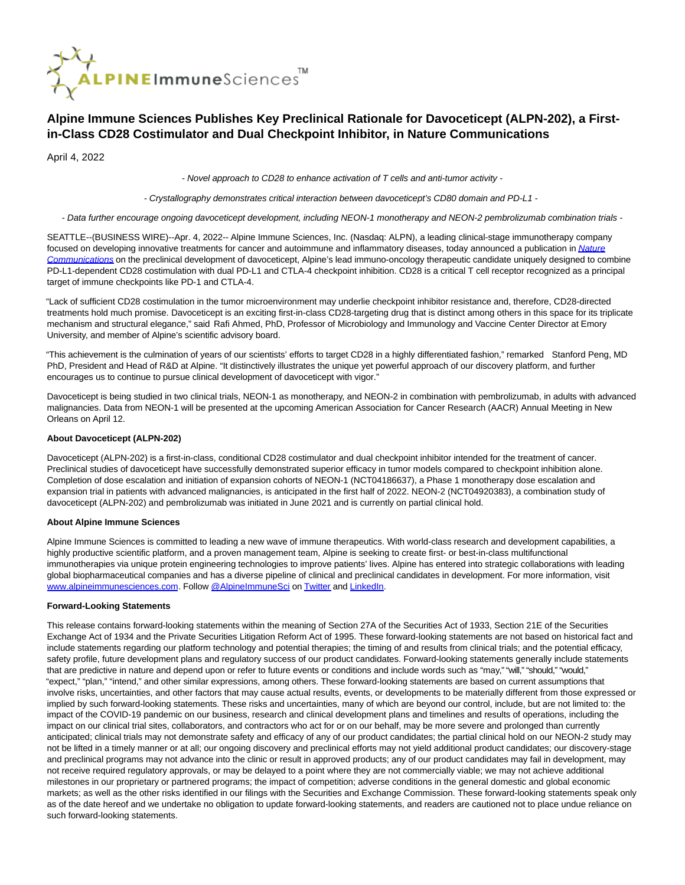# Alpine Immune Sciences Publishes Key Preclinical Rationale for Davoceticept (ALPN-202), a First-in-Class CD28 Costimulator and Dual Checkpoint Inhibitor, in Nature Communications

April 4, 2022

*- Novel approach to CD28 to enhance activation of T cells and anti-tumor activity -*

*- Crystallography demonstrates critical interaction between davoceticept's CD80 domain and PD-L1 -*

*- Data further encourage ongoing davoceticept development, including NEON-1 monotherapy and NEON-2 pembrolizumab combination trials -*

SEATTLE--(BUSINESS WIRE)--Apr. 4, 2022-- Alpine Immune Sciences, Inc. (Nasdaq: ALPN), a leading clinical-stage immunotherapy company focused on developing innovative treatments for cancer and autoimmune and inflammatory diseases, today announced a publication in *Nature Communications* on the preclinical development of davoceticept, Alpine's lead immuno-oncology therapeutic candidate uniquely designed to combine PD-L1-dependent CD28 costimulation with dual PD-L1 and CTLA-4 checkpoint inhibition. CD28 is a critical T cell receptor recognized as a principal target of immune checkpoints like PD-1 and CTLA-4.

"Lack of sufficient CD28 costimulation in the tumor microenvironment may underlie checkpoint inhibitor resistance and, therefore, CD28-directed treatments hold much promise. Davoceticept is an exciting first-in-class CD28-targeting drug that is distinct among others in this space for its triplicate mechanism and structural elegance," said Rafi Ahmed, PhD, Professor of Microbiology and Immunology and Vaccine Center Director at Emory University, and member of Alpine's scientific advisory board.

"This achievement is the culmination of years of our scientists' efforts to target CD28 in a highly differentiated fashion," remarked Stanford Peng, MD PhD, President and Head of R&D at Alpine. "It distinctively illustrates the unique yet powerful approach of our discovery platform, and further encourages us to continue to pursue clinical development of davoceticept with vigor."

Davoceticept is being studied in two clinical trials, NEON-1 as monotherapy, and NEON-2 in combination with pembrolizumab, in adults with advanced malignancies. Data from NEON-1 will be presented at the upcoming American Association for Cancer Research (AACR) Annual Meeting in New Orleans on April 12.

**About Davoceticept (ALPN-202)**

Davoceticept (ALPN-202) is a first-in-class, conditional CD28 costimulator and dual checkpoint inhibitor intended for the treatment of cancer. Preclinical studies of davoceticept have successfully demonstrated superior efficacy in tumor models compared to checkpoint inhibition alone. Completion of dose escalation and initiation of expansion cohorts of NEON-1 (NCT04186637), a Phase 1 monotherapy dose escalation and expansion trial in patients with advanced malignancies, is anticipated in the first half of 2022. NEON-2 (NCT04920383), a combination study of davoceticept (ALPN-202) and pembrolizumab was initiated in June 2021 and is currently on partial clinical hold.

**About Alpine Immune Sciences**

Alpine Immune Sciences is committed to leading a new wave of immune therapeutics. With world-class research and development capabilities, a highly productive scientific platform, and a proven management team, Alpine is seeking to create first- or best-in-class multifunctional immunotherapies via unique protein engineering technologies to improve patients' lives. Alpine has entered into strategic collaborations with leading global biopharmaceutical companies and has a diverse pipeline of clinical and preclinical candidates in development. For more information, visit www.alpineimmunesciences.com. Follow @AlpineImmuneSci on Twitter and LinkedIn.

**Forward-Looking Statements**

This release contains forward-looking statements within the meaning of Section 27A of the Securities Act of 1933, Section 21E of the Securities Exchange Act of 1934 and the Private Securities Litigation Reform Act of 1995. These forward-looking statements are not based on historical fact and include statements regarding our platform technology and potential therapies; the timing of and results from clinical trials; and the potential efficacy, safety profile, future development plans and regulatory success of our product candidates. Forward-looking statements generally include statements that are predictive in nature and depend upon or refer to future events or conditions and include words such as "may," "will," "should," "would," "expect," "plan," "intend," and other similar expressions, among others. These forward-looking statements are based on current assumptions that involve risks, uncertainties, and other factors that may cause actual results, events, or developments to be materially different from those expressed or implied by such forward-looking statements. These risks and uncertainties, many of which are beyond our control, include, but are not limited to: the impact of the COVID-19 pandemic on our business, research and clinical development plans and timelines and results of operations, including the impact on our clinical trial sites, collaborators, and contractors who act for or on our behalf, may be more severe and prolonged than currently anticipated; clinical trials may not demonstrate safety and efficacy of any of our product candidates; the partial clinical hold on our NEON-2 study may not be lifted in a timely manner or at all; our ongoing discovery and preclinical efforts may not yield additional product candidates; our discovery-stage and preclinical programs may not advance into the clinic or result in approved products; any of our product candidates may fail in development, may not receive required regulatory approvals, or may be delayed to a point where they are not commercially viable; we may not achieve additional milestones in our proprietary or partnered programs; the impact of competition; adverse conditions in the general domestic and global economic markets; as well as the other risks identified in our filings with the Securities and Exchange Commission. These forward-looking statements speak only as of the date hereof and we undertake no obligation to update forward-looking statements, and readers are cautioned not to place undue reliance on such forward-looking statements.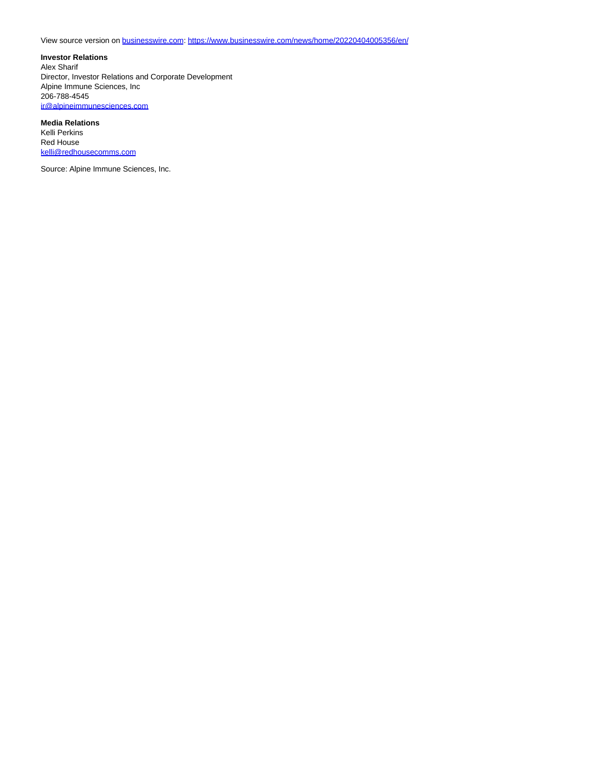View source version on businesswire.com: https://www.businesswire.com/news/home/20220404005356/en/

**Investor Relations**
Alex Sharif
Director, Investor Relations and Corporate Development
Alpine Immune Sciences, Inc
206-788-4545
ir@alpineimmunesciences.com

**Media Relations**
Kelli Perkins
Red House
kelli@redhousecomms.com

Source: Alpine Immune Sciences, Inc.